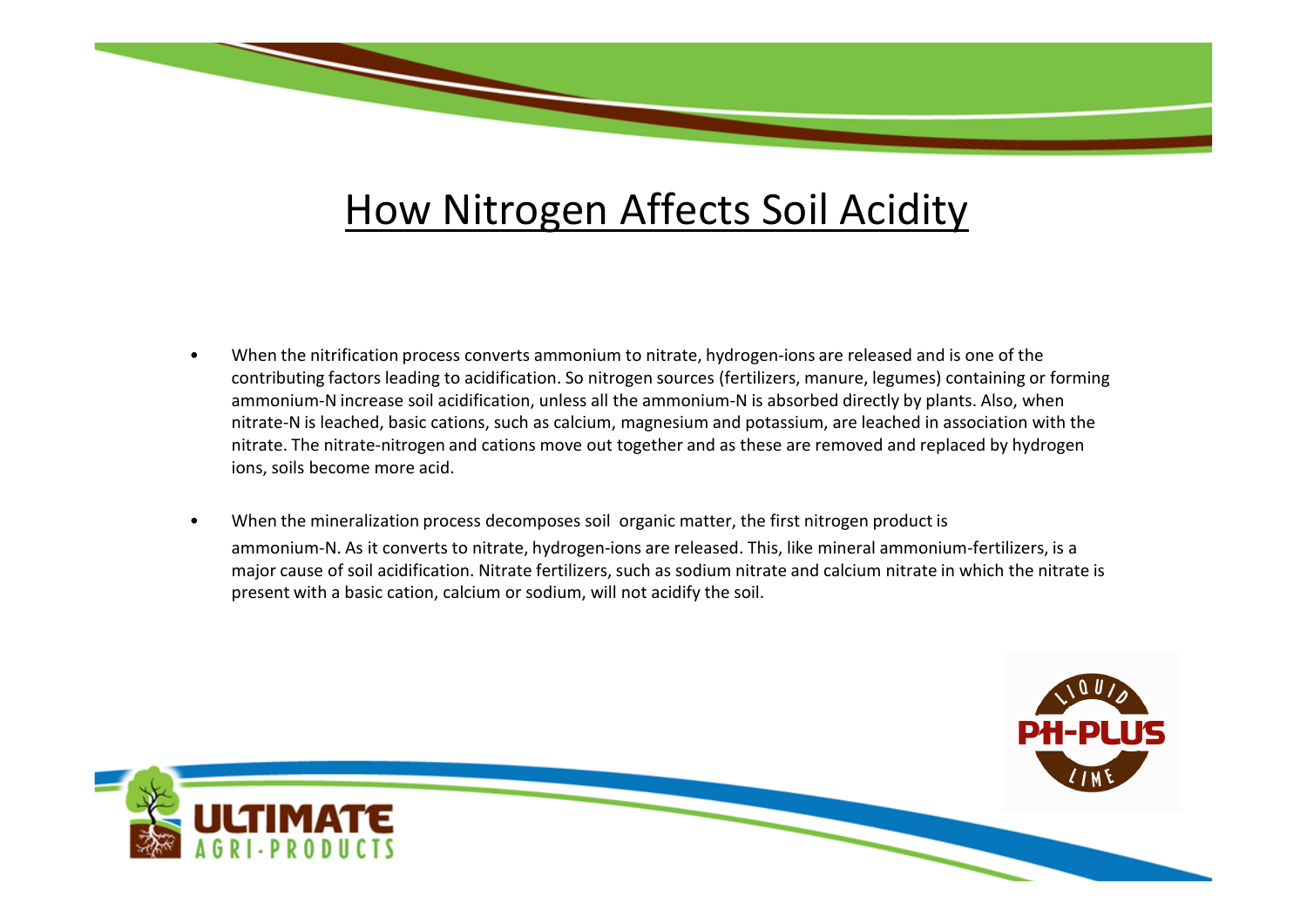# How Nitrogen Affects Soil Acidity

- When the nitrification process converts ammonium to nitrate, hydrogen-ions are released and is one of the contributing factors leading to acidification. So nitrogen sources (fertilizers, manure, legumes) containing or forming ammonium-N increase soil acidification, unless all the ammonium-N is absorbed directly by plants. Also, when nitrate-N is leached, basic cations, such as calcium, magnesium and potassium, are leached in association with the nitrate. The nitrate-nitrogen and cations move out together and as these are removed and replaced by hydrogen ions, soils become more acid.

- When the mineralization process decomposes soil organic matter, the first nitrogen product is ammonium-N. As it converts to nitrate, hydrogen-ions are released. This, like mineral ammonium-fertilizers, is a major cause of soil acidification. Nitrate fertilizers, such as sodium nitrate and calcium nitrate in which the nitrate is present with a basic cation, calcium or sodium, will not acidify the soil.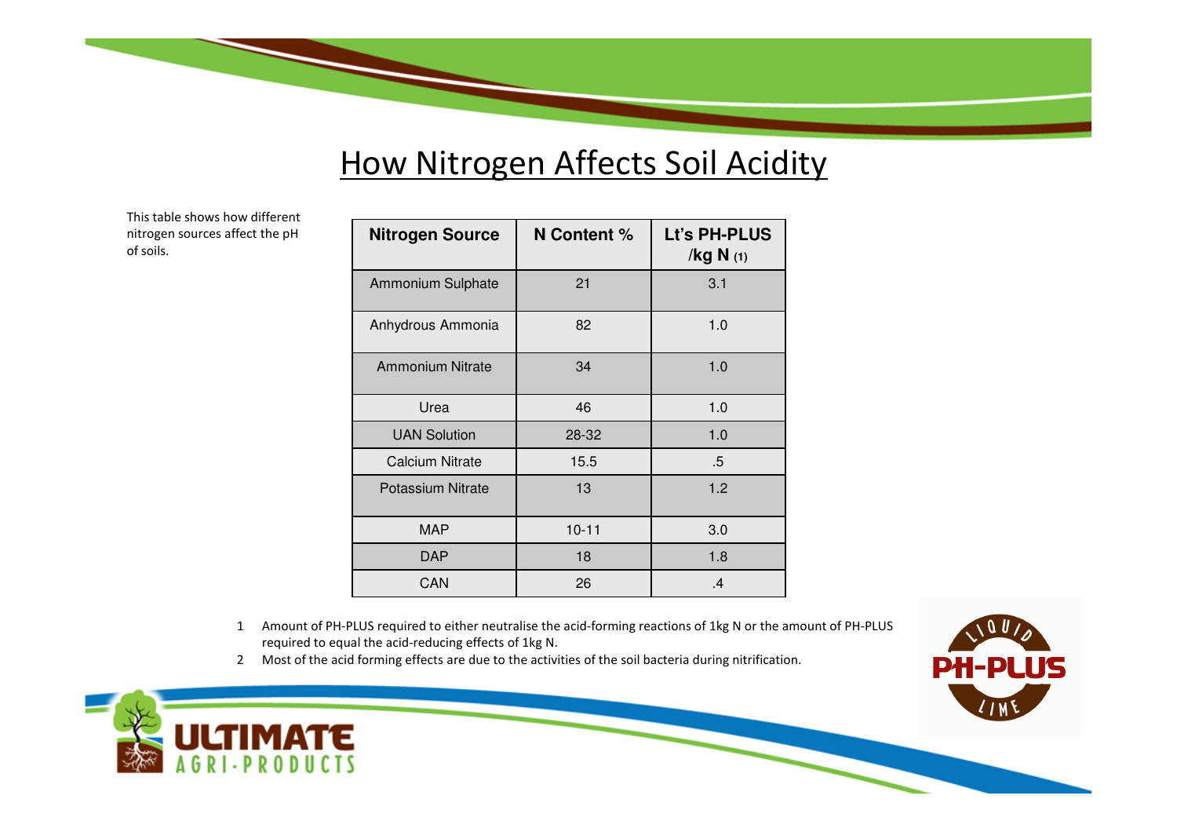# How Nitrogen Affects Soil Acidity

This table shows how different nitrogen sources affect the pH of soils.

| Nitrogen Source | N Content % | Lt's PH-PLUS /kg N (1) |
|---|---|---|
| Ammonium Sulphate | 21 | 3.1 |
| Anhydrous Ammonia | 82 | 1.0 |
| Ammonium Nitrate | 34 | 1.0 |
| Urea | 46 | 1.0 |
| UAN Solution | 28-32 | 1.0 |
| Calcium Nitrate | 15.5 | .5 |
| Potassium Nitrate | 13 | 1.2 |
| MAP | 10-11 | 3.0 |
| DAP | 18 | 1.8 |
| CAN | 26 | .4 |

1. Amount of PH-PLUS required to either neutralise the acid-forming reactions of 1kg N or the amount of PH-PLUS required to equal the acid-reducing effects of 1kg N.
2. Most of the acid forming effects are due to the activities of the soil bacteria during nitrification.